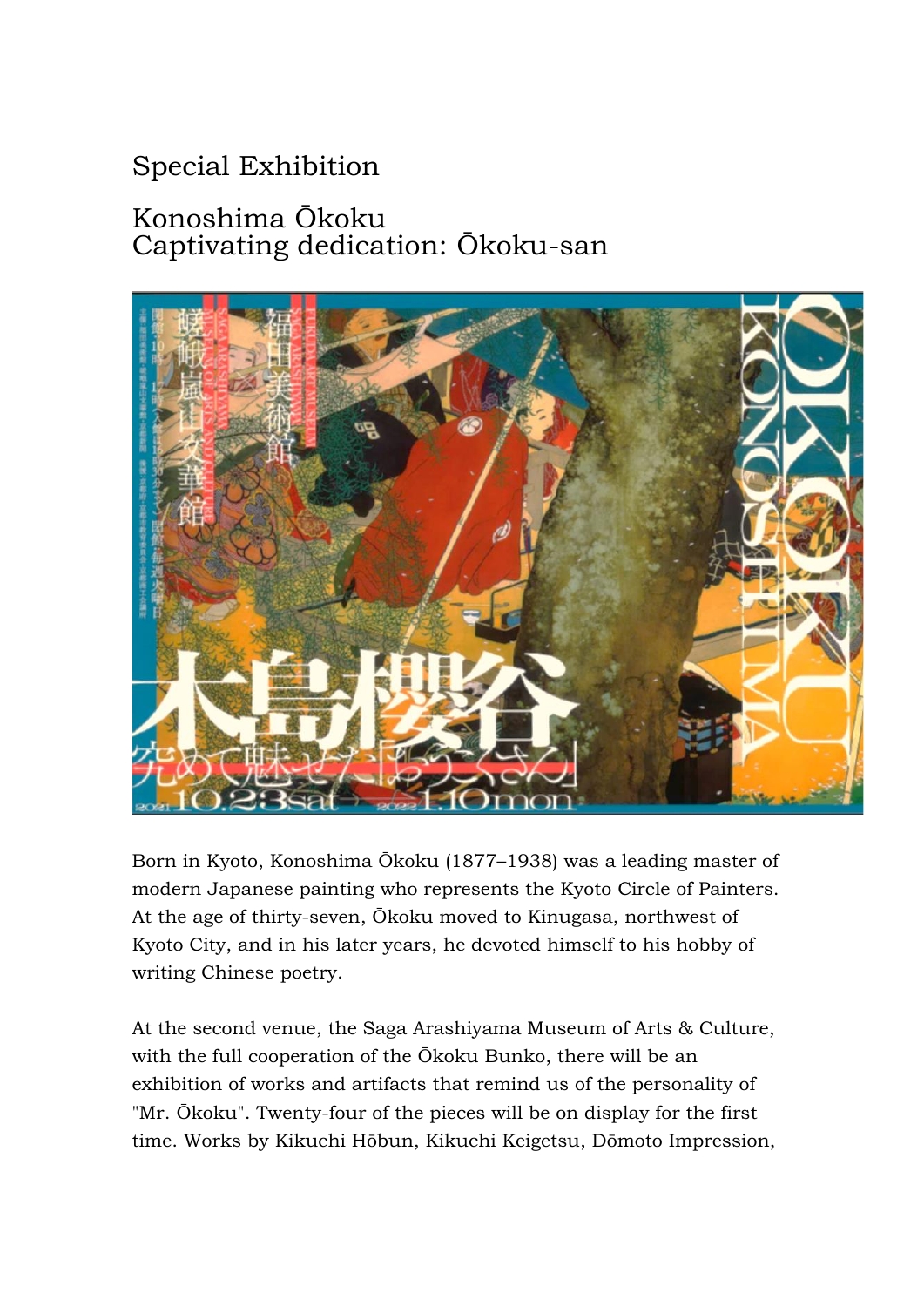# Special Exhibition

## Konoshima Ōkoku
## Captivating dedication: Ōkoku-san

Born in Kyoto, Konoshima Ōkoku (1877–1938) was a leading master of modern Japanese painting who represents the Kyoto Circle of Painters. At the age of thirty-seven, Ōkoku moved to Kinugasa, northwest of Kyoto City, and in his later years, he devoted himself to his hobby of writing Chinese poetry.

At the second venue, the Saga Arashiyama Museum of Arts & Culture, with the full cooperation of the Ōkoku Bunko, there will be an exhibition of works and artifacts that remind us of the personality of "Mr. Ōkoku". Twenty-four of the pieces will be on display for the first time. Works by Kikuchi Hōbun, Kikuchi Keigetsu, Dōmoto Impression,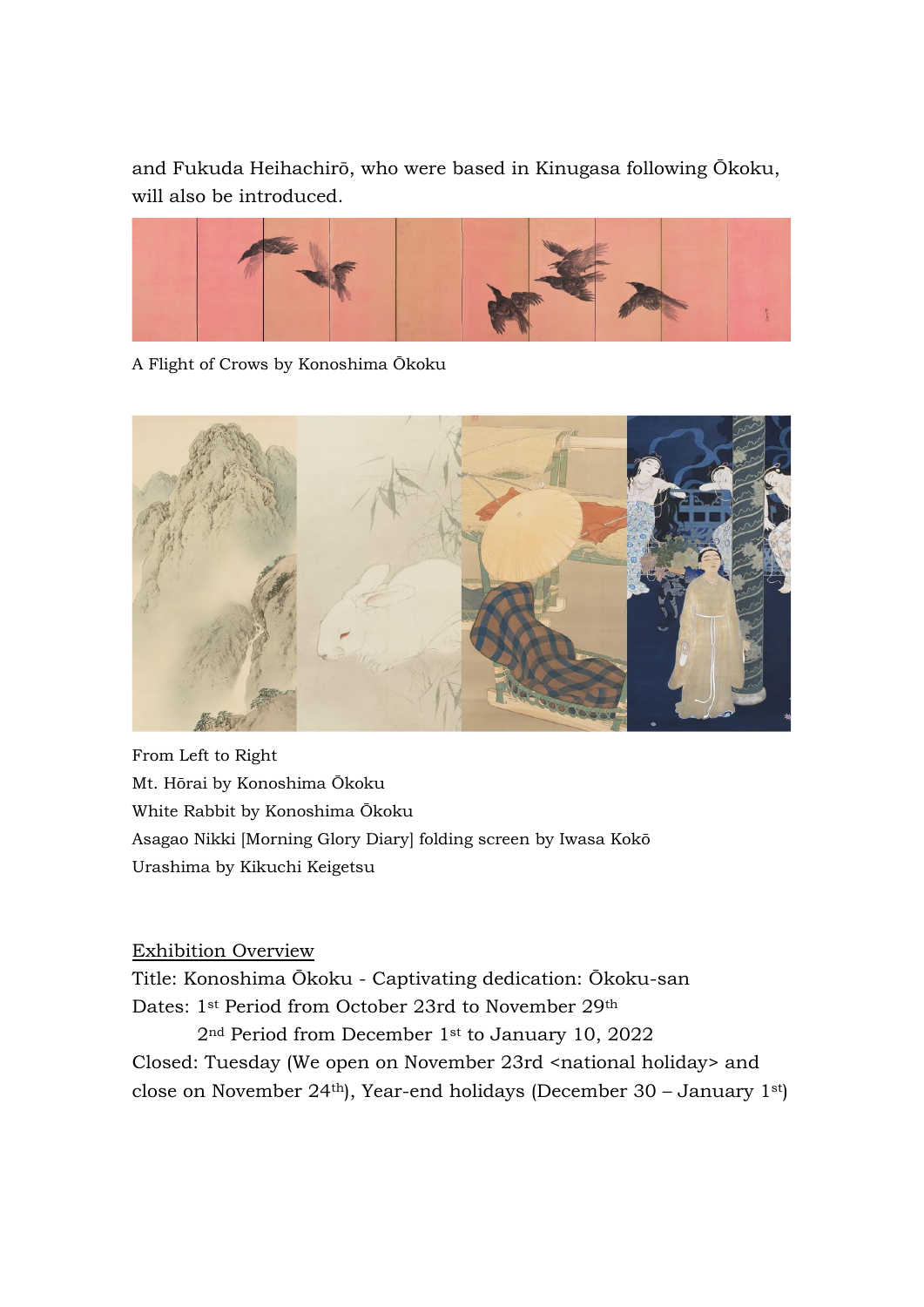and Fukuda Heihachirō, who were based in Kinugasa following Ōkoku, will also be introduced.

A Flight of Crows by Konoshima Ōkoku

From Left to Right
Mt. Hōrai by Konoshima Ōkoku
White Rabbit by Konoshima Ōkoku
Asagao Nikki [Morning Glory Diary] folding screen by Iwasa Kokō
Urashima by Kikuchi Keigetsu

<u>Exhibition Overview</u>

Title: Konoshima Ōkoku - Captivating dedication: Ōkoku-san
Dates: 1st Period from October 23rd to November 29th
2nd Period from December 1st to January 10, 2022
Closed: Tuesday (We open on November 23rd <national holiday> and close on November 24th), Year-end holidays (December 30 – January 1st)